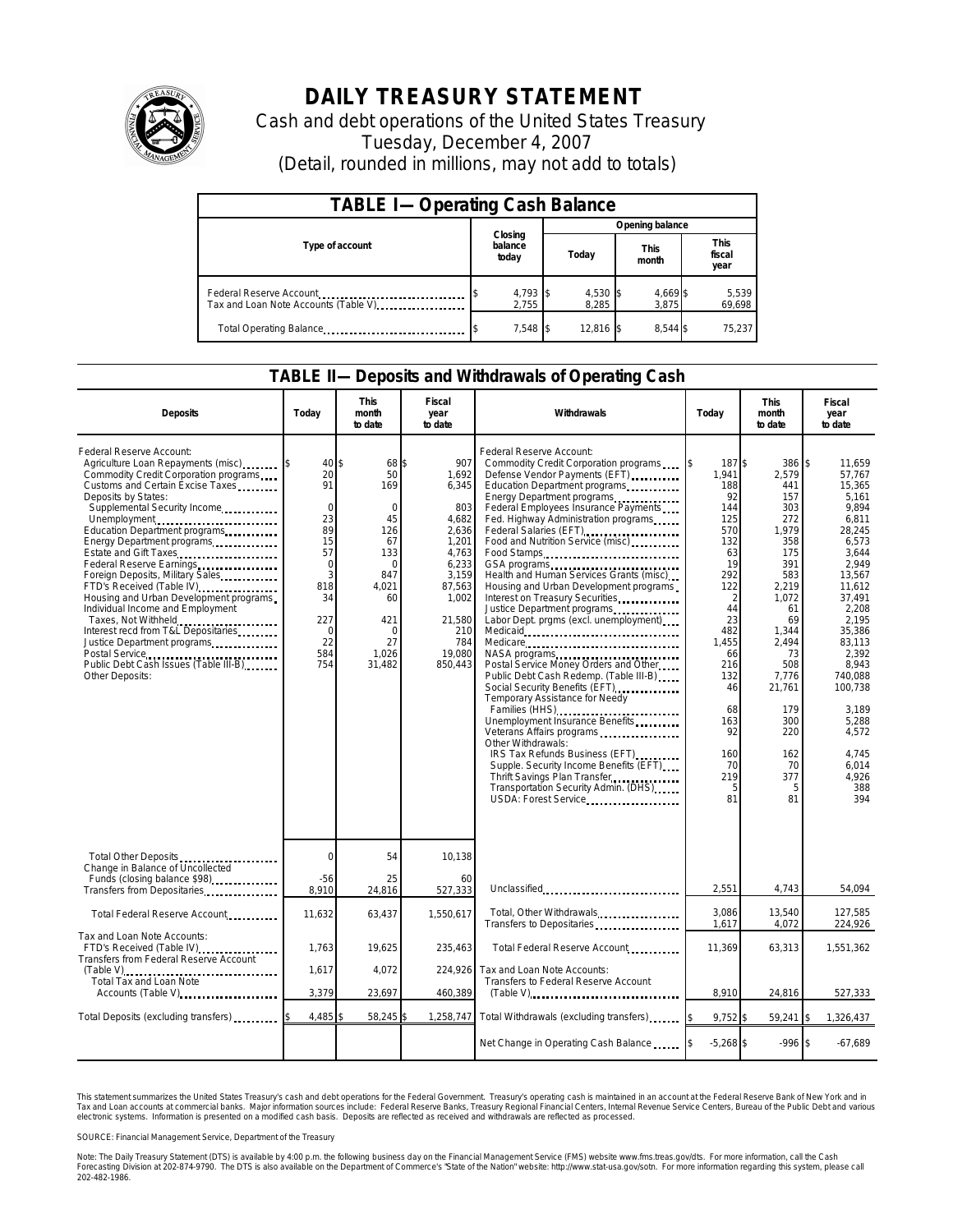# DAILY TREASURY STATEMENT

Cash and debt operations of the United States Treasury

Tuesday, December 4, 2007

(Detail, rounded in millions, may not add to totals)

## TABLE I—Operating Cash Balance

| Type of account | Closing balance today | Opening balance Today | Opening balance This month | Opening balance This fiscal year |
|---|---|---|---|---|
| Federal Reserve Account | $ 4,793 | $ 4,530 | $ 4,669 | $ 5,539 |
| Tax and Loan Note Accounts (Table V) | 2,755 | 8,285 | 3,875 | 69,698 |
| Total Operating Balance | $ 7,548 | $ 12,816 | $ 8,544 | $ 75,237 |

## TABLE II—Deposits and Withdrawals of Operating Cash

| Deposits | Today | This month to date | Fiscal year to date | Withdrawals | Today | This month to date | Fiscal year to date |
|---|---|---|---|---|---|---|---|
| Federal Reserve Account: | | | | Federal Reserve Account: | | | |
| Agriculture Loan Repayments (misc) | $ 40 | $ 68 | $ 907 | Commodity Credit Corporation programs | $ 187 | $ 386 | $ 11,659 |
| Commodity Credit Corporation programs | 20 | 50 | 1,692 | Defense Vendor Payments (EFT) | 1,941 | 2,579 | 57,767 |
| Customs and Certain Excise Taxes | 91 | 169 | 6,345 | Education Department programs | 188 | 441 | 15,365 |
| Deposits by States: | | | | Energy Department programs | 92 | 157 | 5,161 |
| Supplemental Security Income | 0 | 0 | 803 | Federal Employees Insurance Payments | 144 | 303 | 9,894 |
| Unemployment | 23 | 45 | 4,682 | Fed. Highway Administration programs | 125 | 272 | 6,811 |
| Education Department programs | 89 | 126 | 2,636 | Federal Salaries (EFT) | 570 | 1,979 | 28,245 |
| Energy Department programs | 15 | 67 | 1,201 | Food and Nutrition Service (misc) | 132 | 358 | 6,573 |
| Estate and Gift Taxes | 57 | 133 | 4,763 | Food Stamps | 63 | 175 | 3,644 |
| Federal Reserve Earnings | 0 | 0 | 6,233 | GSA programs | 19 | 391 | 2,949 |
| Foreign Deposits, Military Sales | 3 | 847 | 3,159 | Health and Human Services Grants (misc) | 292 | 583 | 13,567 |
| FTD's Received (Table IV) | 818 | 4,021 | 87,563 | Housing and Urban Development programs | 122 | 2,219 | 11,612 |
| Housing and Urban Development programs | 34 | 60 | 1,002 | Interest on Treasury Securities | 2 | 1,072 | 37,491 |
| Individual Income and Employment | | | | Justice Department programs | 44 | 61 | 2,208 |
| Taxes, Not Withheld | 227 | 421 | 21,580 | Labor Dept. prgms (excl. unemployment) | 23 | 69 | 2,195 |
| Interest recd from T&L Depositaries | 0 | 0 | 210 | Medicaid | 482 | 1,344 | 35,386 |
| Justice Department programs | 22 | 27 | 784 | Medicare | 1,455 | 2,494 | 83,113 |
| Postal Service | 584 | 1,026 | 19,080 | NASA programs | 66 | 73 | 2,392 |
| Public Debt Cash Issues (Table III-B) | 754 | 31,482 | 850,443 | Postal Service Money Orders and Other | 216 | 508 | 8,943 |
| Other Deposits: | | | | Public Debt Cash Redemp. (Table III-B) | 132 | 7,776 | 740,088 |
| | | | | Social Security Benefits (EFT) | 46 | 21,761 | 100,738 |
| | | | | Temporary Assistance for Needy Families (HHS) | 68 | 179 | 3,189 |
| | | | | Unemployment Insurance Benefits | 163 | 300 | 5,288 |
| | | | | Veterans Affairs programs | 92 | 220 | 4,572 |
| | | | | Other Withdrawals: | | | |
| | | | | IRS Tax Refunds Business (EFT) | 160 | 162 | 4,745 |
| | | | | Supple. Security Income Benefits (EFT) | 70 | 70 | 6,014 |
| | | | | Thrift Savings Plan Transfer | 219 | 377 | 4,926 |
| | | | | Transportation Security Admin. (DHS) | 5 | 5 | 388 |
| | | | | USDA: Forest Service | 81 | 81 | 394 |
| Total Other Deposits | 0 | 54 | 10,138 | | | | |
| Change in Balance of Uncollected Funds (closing balance $98) | -56 | 25 | 60 | | | | |
| Transfers from Depositaries | 8,910 | 24,816 | 527,333 | Unclassified | 2,551 | 4,743 | 54,094 |
| Total Federal Reserve Account | 11,632 | 63,437 | 1,550,617 | Total, Other Withdrawals | 3,086 | 13,540 | 127,585 |
| | | | | Transfers to Depositaries | 1,617 | 4,072 | 224,926 |
| Tax and Loan Note Accounts: | | | | | | | |
| FTD's Received (Table IV) | 1,763 | 19,625 | 235,463 | Total Federal Reserve Account | 11,369 | 63,313 | 1,551,362 |
| Transfers from Federal Reserve Account (Table V) | 1,617 | 4,072 | 224,926 | Tax and Loan Note Accounts: Transfers to Federal Reserve Account | | | |
| Total Tax and Loan Note Accounts (Table V) | 3,379 | 23,697 | 460,389 | (Table V) | 8,910 | 24,816 | 527,333 |
| Total Deposits (excluding transfers) | $ 4,485 | $ 58,245 | $ 1,258,747 | Total Withdrawals (excluding transfers) | $ 9,752 | $ 59,241 | $ 1,326,437 |
| | | | | Net Change in Operating Cash Balance | $ -5,268 | $ -996 | $ -67,689 |

This statement summarizes the United States Treasury's cash and debt operations for the Federal Government. Treasury's operating cash is maintained in an account at the Federal Reserve Bank of New York and in Tax and Loan accounts at commercial banks. Major information sources include: Federal Reserve Banks, Treasury Regional Financial Centers, Internal Revenue Service Centers, Bureau of the Public Debt and various electronic systems. Information is presented on a modified cash basis. Deposits are reflected as received and withdrawals are reflected as processed.

SOURCE: Financial Management Service, Department of the Treasury

Note: The Daily Treasury Statement (DTS) is available by 4:00 p.m. the following business day on the Financial Management Service (FMS) website www.fms.treas.gov/dts. For more information, call the Cash Forecasting Division at 202-874-9790. The DTS is also available on the Department of Commerce's "State of the Nation" website: http://www.stat-usa.gov/sotn. For more information regarding this system, please call 202-482-1986.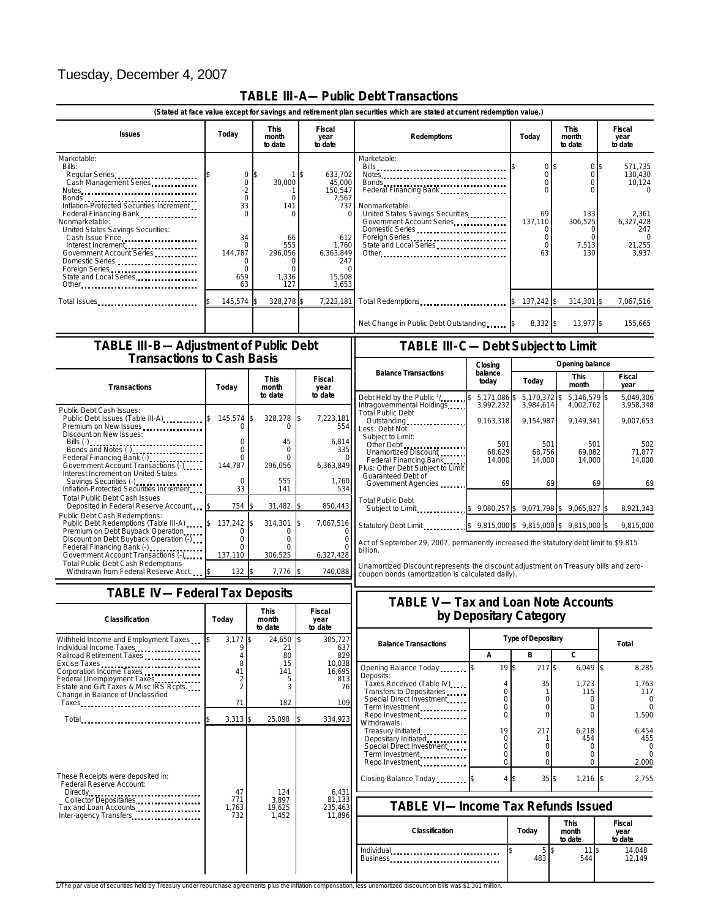Tuesday, December 4, 2007

## TABLE III-A— Public Debt Transactions

(Stated at face value except for savings and retirement plan securities which are stated at current redemption value.)

| Issues | Today | This month to date | Fiscal year to date | Redemptions | Today | This month to date | Fiscal year to date |
|---|---|---|---|---|---|---|---|
| Marketable: | | | | Marketable: | | | |
| Bills: | | | | Bills | $ 0 | $ 0 | $ 571,735 |
| Regular Series | $ 0 | $ -1 | $ 633,702 | Notes | 0 | 0 | 130,430 |
| Cash Management Series | 0 | 30,000 | 45,000 | Bonds | 0 | 0 | 10,124 |
| Notes | -2 | -1 | 150,547 | Federal Financing Bank | 0 | 0 | 0 |
| Bonds | 0 | 0 | 7,567 | | | | |
| Inflation-Protected Securities Increment | 33 | 141 | 737 | Nonmarketable: | | | |
| Federal Financing Bank | 0 | 0 | 0 | United States Savings Securities | 69 | 133 | 2,361 |
| Nonmarketable: | | | | Government Account Series | 137,110 | 306,525 | 6,327,428 |
| United States Savings Securities: | | | | Domestic Series | 0 | 0 | 247 |
| Cash Issue Price | 34 | 66 | 612 | Foreign Series | 0 | 0 | 0 |
| Interest Increment | 0 | 555 | 1,760 | State and Local Series | 0 | 7,513 | 21,255 |
| Government Account Series | 144,787 | 296,056 | 6,363,849 | Other | 63 | 130 | 3,937 |
| Domestic Series | 0 | 0 | 247 | | | | |
| Foreign Series | 0 | 0 | 0 | | | | |
| State and Local Series | 659 | 1,336 | 15,508 | | | | |
| Other | 63 | 127 | 3,653 | | | | |
| Total Issues | $ 145,574 | $ 328,278 | $ 7,223,181 | Total Redemptions | $ 137,242 | $ 314,301 | $ 7,067,516 |
| | | | | Net Change in Public Debt Outstanding | $ 8,332 | $ 13,977 | $ 155,665 |

## TABLE III-B— Adjustment of Public Debt Transactions to Cash Basis

| Transactions | Today | This month to date | Fiscal year to date |
|---|---|---|---|
| Public Debt Cash Issues: | | | |
| Public Debt Issues (Table III-A) | $ 145,574 | $ 328,278 | $ 7,223,181 |
| Premium on New Issues | 0 | 0 | 554 |
| Discount on New Issues: | | | |
| Bills (-) | 0 | 45 | 6,814 |
| Bonds and Notes (-) | 0 | 0 | 335 |
| Federal Financing Bank (-) | 0 | 0 | 0 |
| Government Account Transactions (-) | 144,787 | 296,056 | 6,363,849 |
| Interest Increment on United States Savings Securities (-) | 0 | 555 | 1,760 |
| Inflation-Protected Securities Increment | 33 | 141 | 534 |
| Total Public Debt Cash Issues Deposited in Federal Reserve Account | $ 754 | $ 31,482 | $ 850,443 |
| Public Debt Cash Redemptions: | | | |
| Public Debt Redemptions (Table III-A) | $ 137,242 | $ 314,301 | $ 7,067,516 |
| Premium on Debt Buyback Operation | 0 | 0 | 0 |
| Discount on Debt Buyback Operation (-) | 0 | 0 | 0 |
| Federal Financing Bank (-) | 0 | 0 | 0 |
| Government Account Transactions (-) | 137,110 | 306,525 | 6,327,428 |
| Total Public Debt Cash Redemptions Withdrawn from Federal Reserve Acct. | $ 132 | $ 7,776 | $ 740,088 |

## TABLE III-C— Debt Subject to Limit

| Balance Transactions | Closing balance today | Opening balance | | |
|---|---|---|---|---|
| | | Today | This month | Fiscal year |
| Debt Held by the Public 1/ | $ 5,171,086 | $ 5,170,372 | $ 5,146,579 | $ 5,049,306 |
| Intragovernmental Holdings | 3,992,232 | 3,984,614 | 4,002,762 | 3,958,348 |
| Total Public Debt Outstanding | 9,163,318 | 9,154,987 | 9,149,341 | 9,007,653 |
| Less: Debt Not Subject to Limit: | | | | |
| Other Debt | 501 | 501 | 501 | 502 |
| Unamortized Discount | 68,629 | 68,756 | 69,082 | 71,877 |
| Federal Financing Bank | 14,000 | 14,000 | 14,000 | 14,000 |
| Plus: Other Debt Subject to Limit Guaranteed Debt of Government Agencies | 69 | 69 | 69 | 69 |
| Total Public Debt Subject to Limit | $ 9,080,257 | $ 9,071,798 | $ 9,065,827 | $ 8,921,343 |
| Statutory Debt Limit | $ 9,815,000 | $ 9,815,000 | $ 9,815,000 | $ 9,815,000 |

Act of September 29, 2007, permanently increased the statutory debt limit to $9,815 billion.

Unamortized Discount represents the discount adjustment on Treasury bills and zero-coupon bonds (amortization is calculated daily).

## TABLE IV— Federal Tax Deposits

| Classification | Today | This month to date | Fiscal year to date |
|---|---|---|---|
| Withheld Income and Employment Taxes | $ 3,177 | $ 24,650 | $ 305,727 |
| Individual Income Taxes | 9 | 21 | 637 |
| Railroad Retirement Taxes | 4 | 80 | 829 |
| Excise Taxes | 8 | 15 | 10,038 |
| Corporation Income Taxes | 41 | 141 | 16,695 |
| Federal Unemployment Taxes | 2 | 5 | 813 |
| Estate and Gift Taxes & Misc IRS Rcpts. | 2 | 3 | 76 |
| Change in Balance of Unclassified Taxes | 71 | 182 | 109 |
| Total | $ 3,313 | $ 25,098 | $ 334,923 |
| These Receipts were deposited in: | | | |
| Federal Reserve Account: | | | |
| Directly | 47 | 124 | 6,431 |
| Collector Depositaries | 771 | 3,897 | 81,133 |
| Tax and Loan Accounts | 1,763 | 19,625 | 235,463 |
| Inter-agency Transfers | 732 | 1,452 | 11,896 |

## TABLE V— Tax and Loan Note Accounts by Depositary Category

| Balance Transactions | Type of Depositary | | | Total |
|---|---|---|---|---|
| | A | B | C | |
| Opening Balance Today | $ 19 | $ 217 | $ 6,049 | $ 8,285 |
| Deposits: | | | | |
| Taxes Received (Table IV) | 4 | 35 | 1,723 | 1,763 |
| Transfers to Depositaries | 0 | 1 | 115 | 117 |
| Special Direct Investment | 0 | 0 | 0 | 0 |
| Term Investment | 0 | 0 | 0 | 0 |
| Repo Investment | 0 | 0 | 0 | 1,500 |
| Withdrawals: | | | | |
| Treasury Initiated | 19 | 217 | 6,218 | 6,454 |
| Depositary Initiated | 0 | 1 | 454 | 455 |
| Special Direct Investment | 0 | 0 | 0 | 0 |
| Term Investment | 0 | 0 | 0 | 0 |
| Repo Investment | 0 | 0 | 0 | 2,000 |
| Closing Balance Today | $ 4 | $ 35 | $ 1,216 | $ 2,755 |

## TABLE VI— Income Tax Refunds Issued

| Classification | Today | This month to date | Fiscal year to date |
|---|---|---|---|
| Individual | $ 5 | $ 11 | $ 14,048 |
| Business | 483 | 544 | 12,149 |

1/The par value of securities held by Treasury under repurchase agreements plus the inflation compensation, less unamortized discount on bills was $1,361 million.